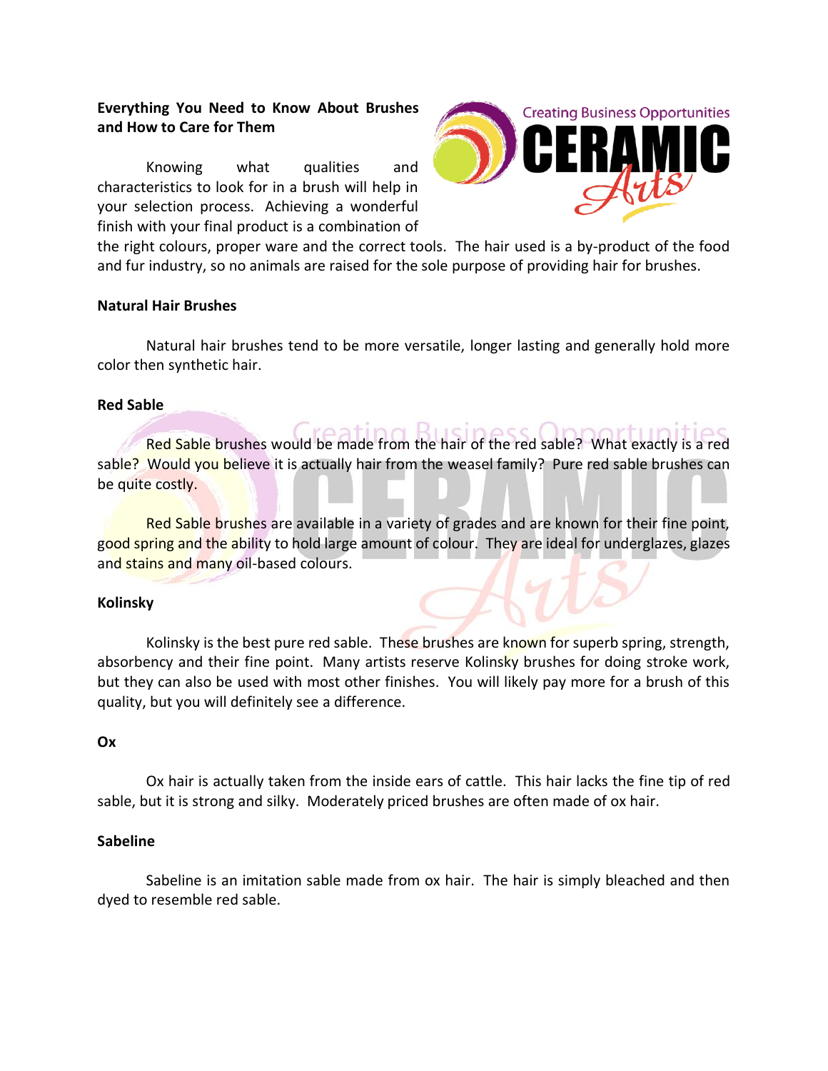**Everything You Need to Know About Brushes and How to Care for Them**

Knowing what qualities and characteristics to look for in a brush will help in your selection process. Achieving a wonderful finish with your final product is a combination of the right colours, proper ware and the correct tools. The hair used is a by-product of the food and fur industry, so no animals are raised for the sole purpose of providing hair for brushes.

**Natural Hair Brushes**

Natural hair brushes tend to be more versatile, longer lasting and generally hold more color then synthetic hair.

**Red Sable**

Red Sable brushes would be made from the hair of the red sable? What exactly is a red sable? Would you believe it is actually hair from the weasel family? Pure red sable brushes can be quite costly.

Red Sable brushes are available in a variety of grades and are known for their fine point, good spring and the ability to hold large amount of colour. They are ideal for underglazes, glazes and stains and many oil-based colours.

**Kolinsky**

Kolinsky is the best pure red sable. These brushes are known for superb spring, strength, absorbency and their fine point. Many artists reserve Kolinsky brushes for doing stroke work, but they can also be used with most other finishes. You will likely pay more for a brush of this quality, but you will definitely see a difference.

**Ox**

Ox hair is actually taken from the inside ears of cattle. This hair lacks the fine tip of red sable, but it is strong and silky. Moderately priced brushes are often made of ox hair.

**Sabeline**

Sabeline is an imitation sable made from ox hair. The hair is simply bleached and then dyed to resemble red sable.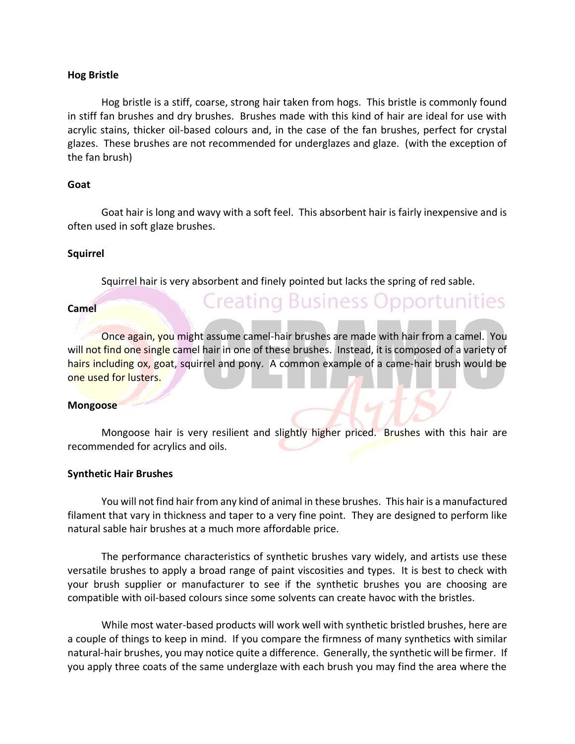**Hog Bristle**

Hog bristle is a stiff, coarse, strong hair taken from hogs. This bristle is commonly found in stiff fan brushes and dry brushes. Brushes made with this kind of hair are ideal for use with acrylic stains, thicker oil-based colours and, in the case of the fan brushes, perfect for crystal glazes. These brushes are not recommended for underglazes and glaze. (with the exception of the fan brush)

**Goat**

Goat hair is long and wavy with a soft feel. This absorbent hair is fairly inexpensive and is often used in soft glaze brushes.

**Squirrel**

Squirrel hair is very absorbent and finely pointed but lacks the spring of red sable.

**Camel**

Once again, you might assume camel-hair brushes are made with hair from a camel. You will not find one single camel hair in one of these brushes. Instead, it is composed of a variety of hairs including ox, goat, squirrel and pony. A common example of a came-hair brush would be one used for lusters.

**Mongoose**

Mongoose hair is very resilient and slightly higher priced. Brushes with this hair are recommended for acrylics and oils.

**Synthetic Hair Brushes**

You will not find hair from any kind of animal in these brushes. This hair is a manufactured filament that vary in thickness and taper to a very fine point. They are designed to perform like natural sable hair brushes at a much more affordable price.

The performance characteristics of synthetic brushes vary widely, and artists use these versatile brushes to apply a broad range of paint viscosities and types. It is best to check with your brush supplier or manufacturer to see if the synthetic brushes you are choosing are compatible with oil-based colours since some solvents can create havoc with the bristles.

While most water-based products will work well with synthetic bristled brushes, here are a couple of things to keep in mind. If you compare the firmness of many synthetics with similar natural-hair brushes, you may notice quite a difference. Generally, the synthetic will be firmer. If you apply three coats of the same underglaze with each brush you may find the area where the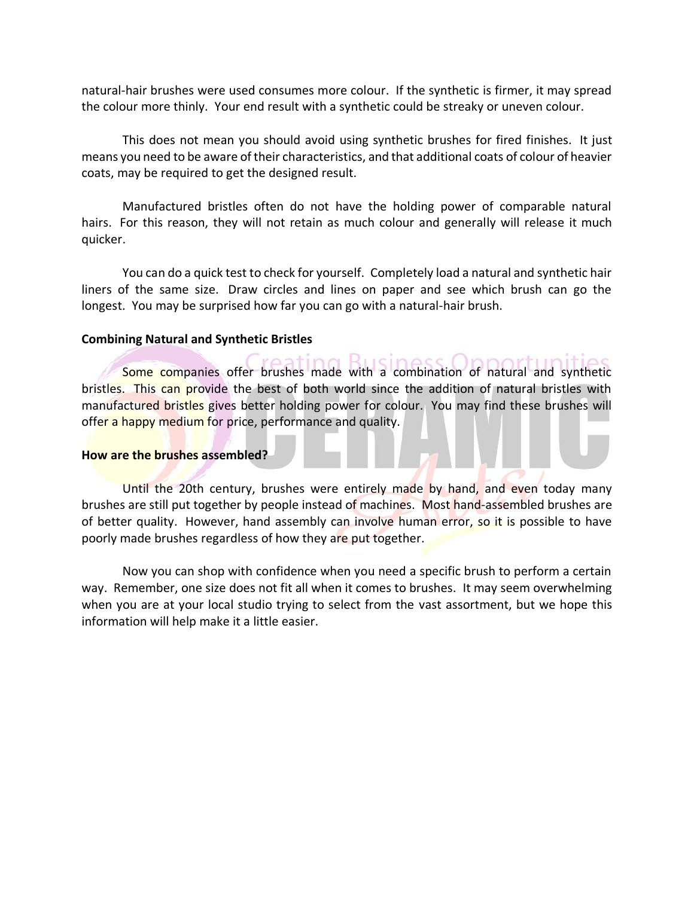natural-hair brushes were used consumes more colour. If the synthetic is firmer, it may spread the colour more thinly. Your end result with a synthetic could be streaky or uneven colour.

This does not mean you should avoid using synthetic brushes for fired finishes. It just means you need to be aware of their characteristics, and that additional coats of colour of heavier coats, may be required to get the designed result.

Manufactured bristles often do not have the holding power of comparable natural hairs. For this reason, they will not retain as much colour and generally will release it much quicker.

You can do a quick test to check for yourself. Completely load a natural and synthetic hair liners of the same size. Draw circles and lines on paper and see which brush can go the longest. You may be surprised how far you can go with a natural-hair brush.

**Combining Natural and Synthetic Bristles**

Some companies offer brushes made with a combination of natural and synthetic bristles. This can provide the best of both world since the addition of natural bristles with manufactured bristles gives better holding power for colour. You may find these brushes will offer a happy medium for price, performance and quality.

**How are the brushes assembled?**

Until the 20th century, brushes were entirely made by hand, and even today many brushes are still put together by people instead of machines. Most hand-assembled brushes are of better quality. However, hand assembly can involve human error, so it is possible to have poorly made brushes regardless of how they are put together.

Now you can shop with confidence when you need a specific brush to perform a certain way. Remember, one size does not fit all when it comes to brushes. It may seem overwhelming when you are at your local studio trying to select from the vast assortment, but we hope this information will help make it a little easier.